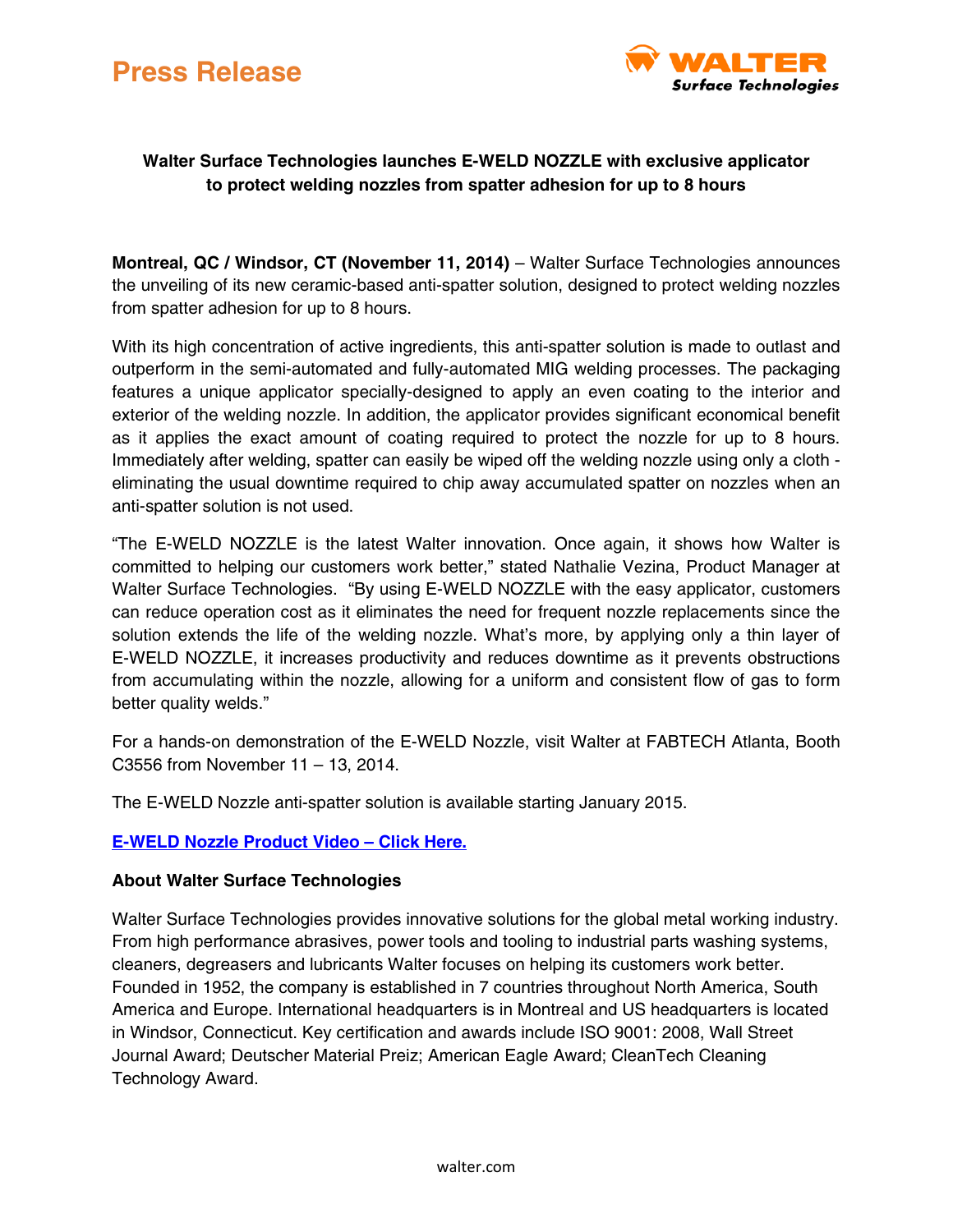# Press Release

WALTER Surface Technologies

**Walter Surface Technologies launches E-WELD NOZZLE with exclusive applicator to protect welding nozzles from spatter adhesion for up to 8 hours**

**Montreal, QC / Windsor, CT (November 11, 2014)** – Walter Surface Technologies announces the unveiling of its new ceramic-based anti-spatter solution, designed to protect welding nozzles from spatter adhesion for up to 8 hours.

With its high concentration of active ingredients, this anti-spatter solution is made to outlast and outperform in the semi-automated and fully-automated MIG welding processes. The packaging features a unique applicator specially-designed to apply an even coating to the interior and exterior of the welding nozzle. In addition, the applicator provides significant economical benefit as it applies the exact amount of coating required to protect the nozzle for up to 8 hours. Immediately after welding, spatter can easily be wiped off the welding nozzle using only a cloth - eliminating the usual downtime required to chip away accumulated spatter on nozzles when an anti-spatter solution is not used.

"The E-WELD NOZZLE is the latest Walter innovation. Once again, it shows how Walter is committed to helping our customers work better," stated Nathalie Vezina, Product Manager at Walter Surface Technologies. "By using E-WELD NOZZLE with the easy applicator, customers can reduce operation cost as it eliminates the need for frequent nozzle replacements since the solution extends the life of the welding nozzle. What's more, by applying only a thin layer of E-WELD NOZZLE, it increases productivity and reduces downtime as it prevents obstructions from accumulating within the nozzle, allowing for a uniform and consistent flow of gas to form better quality welds."

For a hands-on demonstration of the E-WELD Nozzle, visit Walter at FABTECH Atlanta, Booth C3556 from November 11 – 13, 2014.

The E-WELD Nozzle anti-spatter solution is available starting January 2015.

**E-WELD Nozzle Product Video – Click Here.**

**About Walter Surface Technologies**

Walter Surface Technologies provides innovative solutions for the global metal working industry. From high performance abrasives, power tools and tooling to industrial parts washing systems, cleaners, degreasers and lubricants Walter focuses on helping its customers work better. Founded in 1952, the company is established in 7 countries throughout North America, South America and Europe. International headquarters is in Montreal and US headquarters is located in Windsor, Connecticut. Key certification and awards include ISO 9001: 2008, Wall Street Journal Award; Deutscher Material Preiz; American Eagle Award; CleanTech Cleaning Technology Award.

walter.com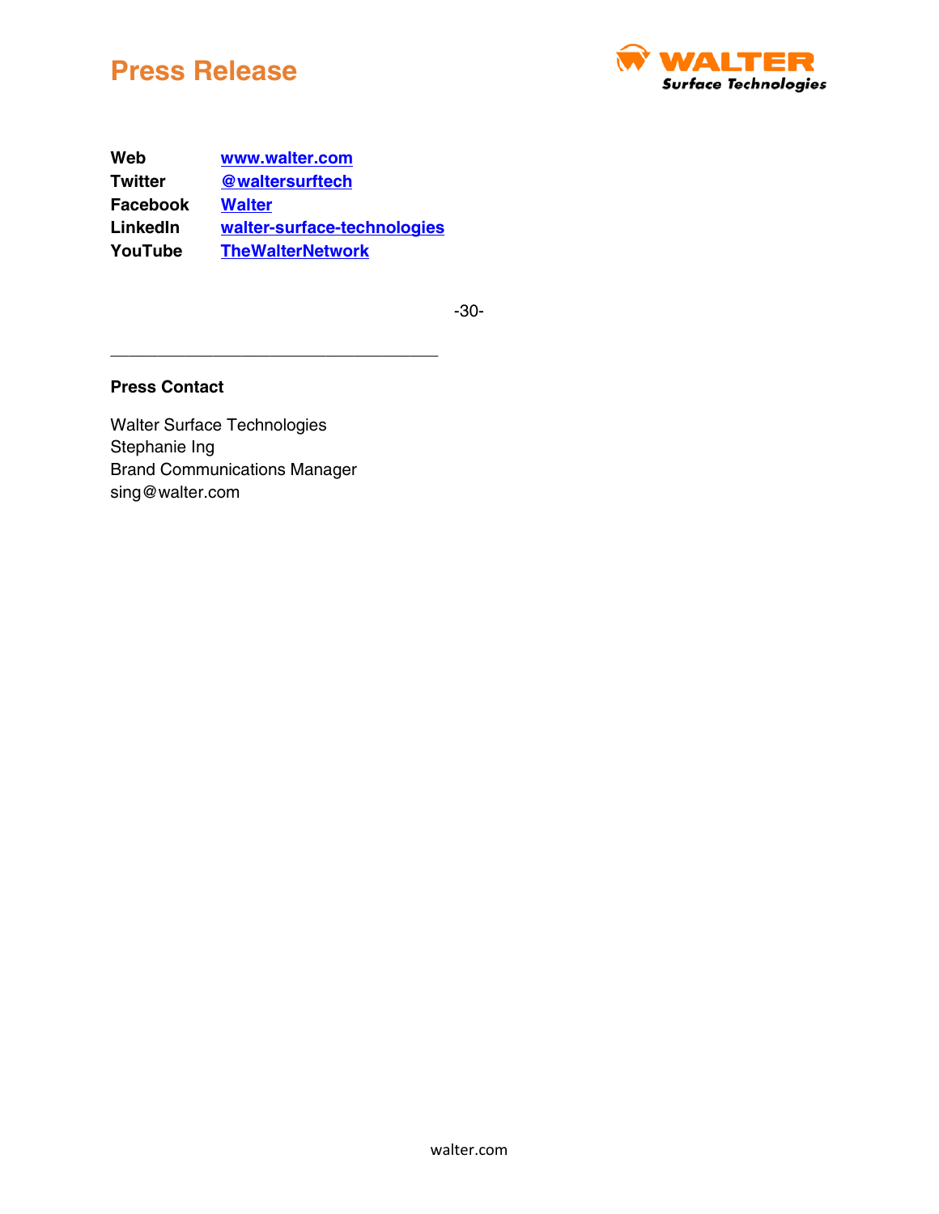| | |
|---|---|
| **Web** | www.walter.com |
| **Twitter** | @waltersurftech |
| **Facebook** | Walter |
| **LinkedIn** | walter-surface-technologies |
| **YouTube** | TheWalterNetwork |

-30-

---

**Press Contact**

Walter Surface Technologies
Stephanie Ing
Brand Communications Manager
sing@walter.com